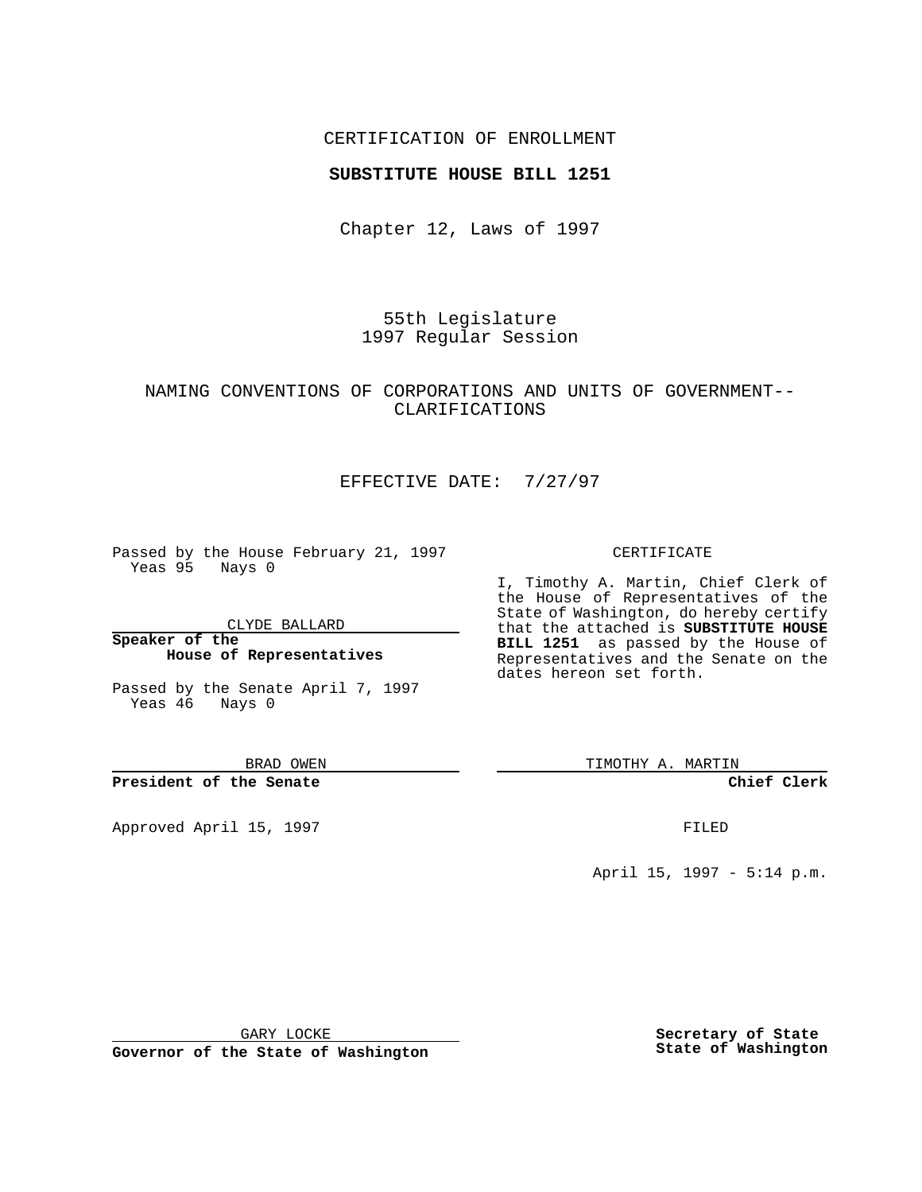CERTIFICATION OF ENROLLMENT

**SUBSTITUTE HOUSE BILL 1251**

Chapter 12, Laws of 1997

55th Legislature
1997 Regular Session

NAMING CONVENTIONS OF CORPORATIONS AND UNITS OF GOVERNMENT--CLARIFICATIONS

EFFECTIVE DATE: 7/27/97

Passed by the House February 21, 1997
Yeas 95 Nays 0

CLYDE BALLARD

**Speaker of the House of Representatives**

Passed by the Senate April 7, 1997
Yeas 46 Nays 0

BRAD OWEN

**President of the Senate**

Approved April 15, 1997

GARY LOCKE

**Governor of the State of Washington**

CERTIFICATE

I, Timothy A. Martin, Chief Clerk of the House of Representatives of the State of Washington, do hereby certify that the attached is **SUBSTITUTE HOUSE BILL 1251** as passed by the House of Representatives and the Senate on the dates hereon set forth.

TIMOTHY A. MARTIN

**Chief Clerk**

FILED

April 15, 1997 - 5:14 p.m.

**Secretary of State State of Washington**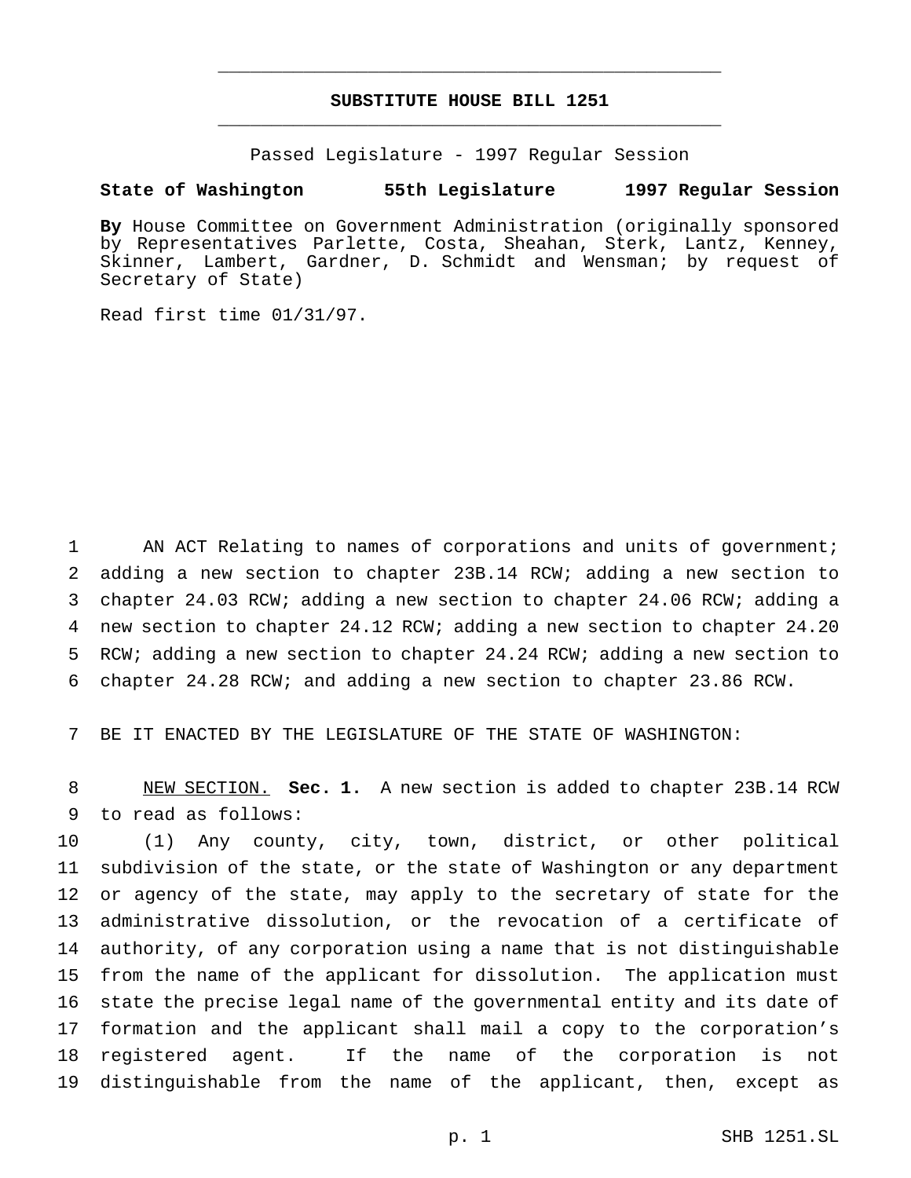# SUBSTITUTE HOUSE BILL 1251

Passed Legislature - 1997 Regular Session

**State of Washington 55th Legislature 1997 Regular Session**

**By** House Committee on Government Administration (originally sponsored by Representatives Parlette, Costa, Sheahan, Sterk, Lantz, Kenney, Skinner, Lambert, Gardner, D. Schmidt and Wensman; by request of Secretary of State)

Read first time 01/31/97.

AN ACT Relating to names of corporations and units of government; adding a new section to chapter 23B.14 RCW; adding a new section to chapter 24.03 RCW; adding a new section to chapter 24.06 RCW; adding a new section to chapter 24.12 RCW; adding a new section to chapter 24.20 RCW; adding a new section to chapter 24.24 RCW; adding a new section to chapter 24.28 RCW; and adding a new section to chapter 23.86 RCW.

BE IT ENACTED BY THE LEGISLATURE OF THE STATE OF WASHINGTON:

NEW SECTION. **Sec. 1.** A new section is added to chapter 23B.14 RCW to read as follows:

(1) Any county, city, town, district, or other political subdivision of the state, or the state of Washington or any department or agency of the state, may apply to the secretary of state for the administrative dissolution, or the revocation of a certificate of authority, of any corporation using a name that is not distinguishable from the name of the applicant for dissolution. The application must state the precise legal name of the governmental entity and its date of formation and the applicant shall mail a copy to the corporation's registered agent. If the name of the corporation is not distinguishable from the name of the applicant, then, except as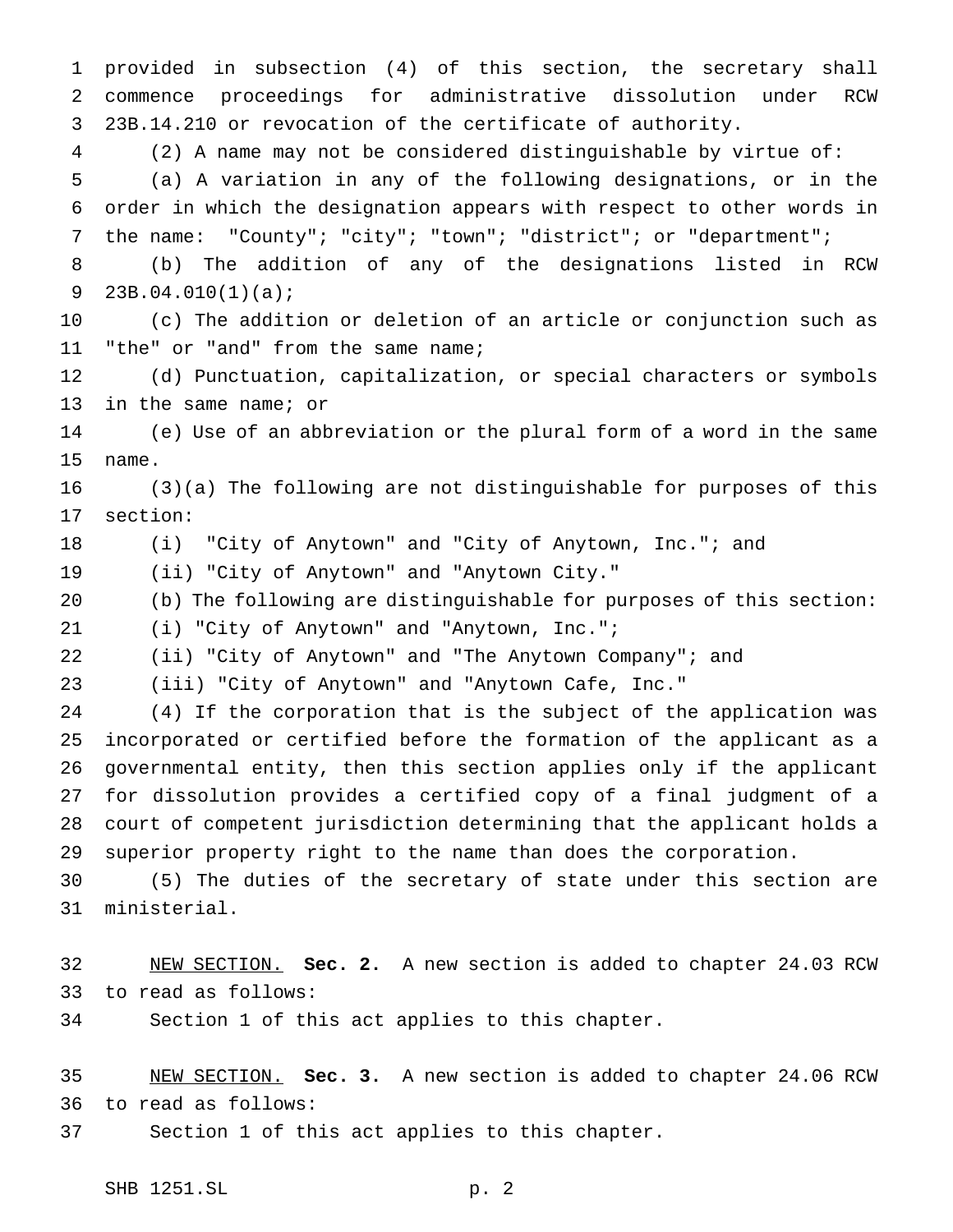provided in subsection (4) of this section, the secretary shall commence proceedings for administrative dissolution under RCW 23B.14.210 or revocation of the certificate of authority.

(2) A name may not be considered distinguishable by virtue of:

(a) A variation in any of the following designations, or in the order in which the designation appears with respect to other words in the name: "County"; "city"; "town"; "district"; or "department";

(b) The addition of any of the designations listed in RCW 23B.04.010(1)(a);

(c) The addition or deletion of an article or conjunction such as "the" or "and" from the same name;

(d) Punctuation, capitalization, or special characters or symbols in the same name; or

(e) Use of an abbreviation or the plural form of a word in the same name.

(3)(a) The following are not distinguishable for purposes of this section:

(i) "City of Anytown" and "City of Anytown, Inc."; and

(ii) "City of Anytown" and "Anytown City."

(b) The following are distinguishable for purposes of this section:

(i) "City of Anytown" and "Anytown, Inc.";

(ii) "City of Anytown" and "The Anytown Company"; and

(iii) "City of Anytown" and "Anytown Cafe, Inc."

(4) If the corporation that is the subject of the application was incorporated or certified before the formation of the applicant as a governmental entity, then this section applies only if the applicant for dissolution provides a certified copy of a final judgment of a court of competent jurisdiction determining that the applicant holds a superior property right to the name than does the corporation.

(5) The duties of the secretary of state under this section are ministerial.

NEW SECTION. **Sec. 2.** A new section is added to chapter 24.03 RCW to read as follows:

Section 1 of this act applies to this chapter.

NEW SECTION. **Sec. 3.** A new section is added to chapter 24.06 RCW to read as follows:

Section 1 of this act applies to this chapter.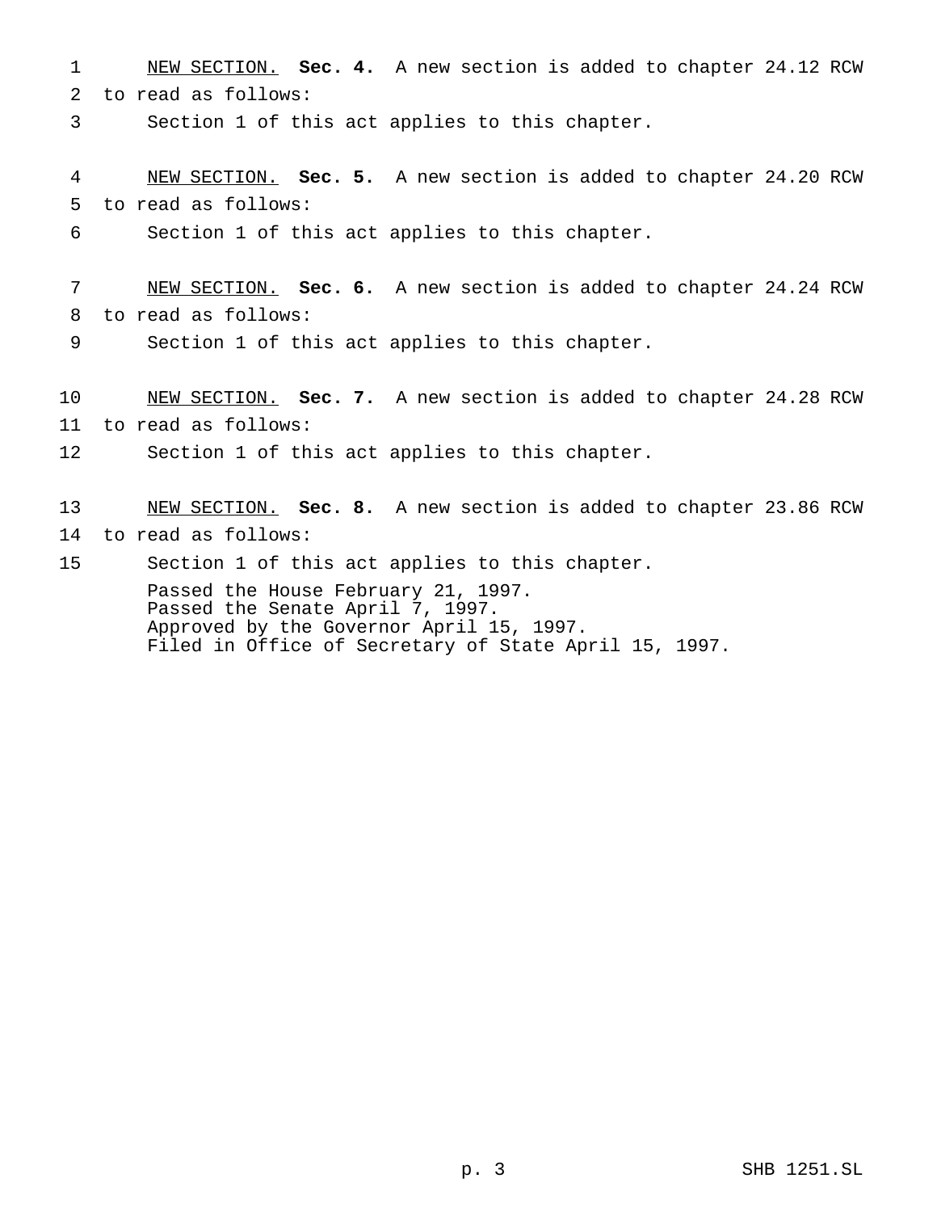NEW SECTION. **Sec. 4.** A new section is added to chapter 24.12 RCW to read as follows:

Section 1 of this act applies to this chapter.

NEW SECTION. **Sec. 5.** A new section is added to chapter 24.20 RCW to read as follows:

Section 1 of this act applies to this chapter.

NEW SECTION. **Sec. 6.** A new section is added to chapter 24.24 RCW to read as follows:

Section 1 of this act applies to this chapter.

NEW SECTION. **Sec. 7.** A new section is added to chapter 24.28 RCW to read as follows:

Section 1 of this act applies to this chapter.

NEW SECTION. **Sec. 8.** A new section is added to chapter 23.86 RCW to read as follows:

Section 1 of this act applies to this chapter.

Passed the House February 21, 1997.
Passed the Senate April 7, 1997.
Approved by the Governor April 15, 1997.
Filed in Office of Secretary of State April 15, 1997.